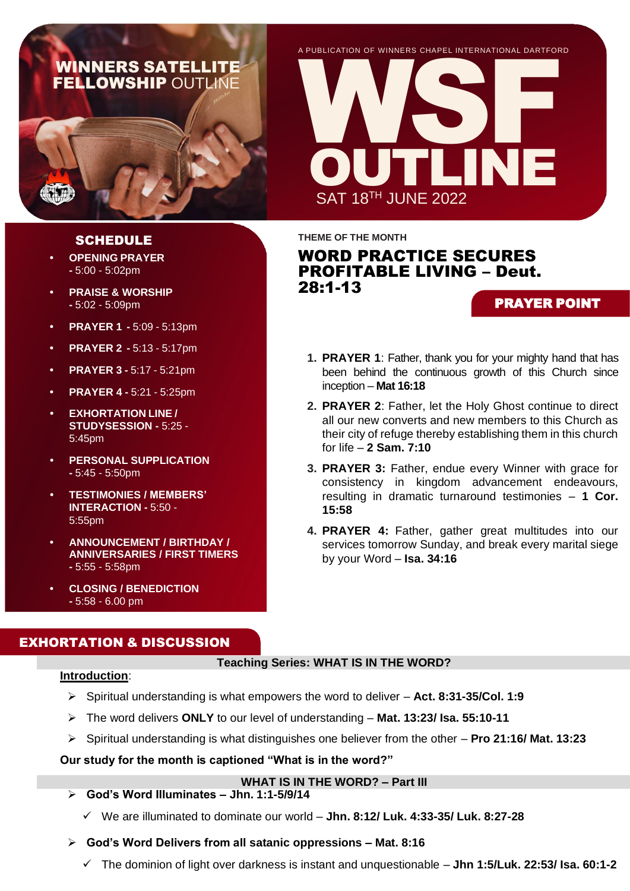# WINNERS SATELLITE FELLOWSHIP OUTLINE

A PUBLICATION OF WINNERS CHAPEL INTERNATIONAL DARTFORD

# WSF OUTLINE

SAT 18TH JUNE 2022

## SCHEDULE

- **OPENING PRAYER** - 5:00 - 5:02pm
- **PRAISE & WORSHIP** - 5:02 - 5:09pm
- **PRAYER 1** - 5:09 - 5:13pm
- **PRAYER 2** - 5:13 - 5:17pm
- **PRAYER 3 -** 5:17 - 5:21pm
- **PRAYER 4 -** 5:21 - 5:25pm
- **EXHORTATION LINE / STUDYSESSION -** 5:25 - 5:45pm
- **PERSONAL SUPPLICATION** - 5:45 - 5:50pm
- **TESTIMONIES / MEMBERS' INTERACTION -** 5:50 - 5:55pm
- **ANNOUNCEMENT / BIRTHDAY / ANNIVERSARIES / FIRST TIMERS** - 5:55 - 5:58pm
- **CLOSING / BENEDICTION** - 5:58 - 6.00 pm

**THEME OF THE MONTH**

## WORD PRACTICE SECURES PROFITABLE LIVING – Deut. 28:1-13

## PRAYER POINT

1. **PRAYER 1**: Father, thank you for your mighty hand that has been behind the continuous growth of this Church since inception – **Mat 16:18**
2. **PRAYER 2**: Father, let the Holy Ghost continue to direct all our new converts and new members to this Church as their city of refuge thereby establishing them in this church for life – **2 Sam. 7:10**
3. **PRAYER 3:** Father, endue every Winner with grace for consistency in kingdom advancement endeavours, resulting in dramatic turnaround testimonies – **1 Cor. 15:58**
4. **PRAYER 4:** Father, gather great multitudes into our services tomorrow Sunday, and break every marital siege by your Word – **Isa. 34:16**

## EXHORTATION & DISCUSSION

**Teaching Series: WHAT IS IN THE WORD?**

**Introduction**:

- Spiritual understanding is what empowers the word to deliver – **Act. 8:31-35/Col. 1:9**
- The word delivers **ONLY** to our level of understanding – **Mat. 13:23/ Isa. 55:10-11**
- Spiritual understanding is what distinguishes one believer from the other – **Pro 21:16/ Mat. 13:23**

**Our study for the month is captioned "What is in the word?"**

**WHAT IS IN THE WORD? – Part III**

- **God's Word Illuminates – Jhn. 1:1-5/9/14**
  - ✓ We are illuminated to dominate our world – **Jhn. 8:12/ Luk. 4:33-35/ Luk. 8:27-28**
- **God's Word Delivers from all satanic oppressions – Mat. 8:16**
  - ✓ The dominion of light over darkness is instant and unquestionable – **Jhn 1:5/Luk. 22:53/ Isa. 60:1-2**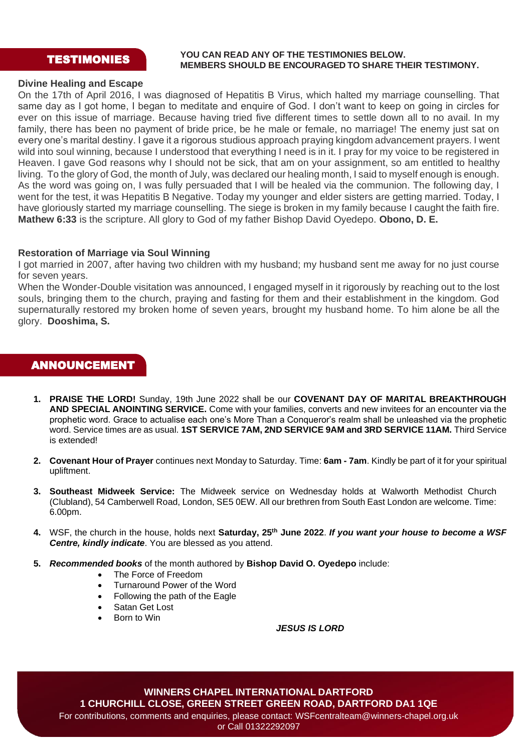## TESTIMONIES

**YOU CAN READ ANY OF THE TESTIMONIES BELOW.**
**MEMBERS SHOULD BE ENCOURAGED TO SHARE THEIR TESTIMONY.**

### Divine Healing and Escape

On the 17th of April 2016, I was diagnosed of Hepatitis B Virus, which halted my marriage counselling. That same day as I got home, I began to meditate and enquire of God. I don't want to keep on going in circles for ever on this issue of marriage. Because having tried five different times to settle down all to no avail. In my family, there has been no payment of bride price, be he male or female, no marriage! The enemy just sat on every one's marital destiny. I gave it a rigorous studious approach praying kingdom advancement prayers. I went wild into soul winning, because I understood that everything I need is in it. I pray for my voice to be registered in Heaven. I gave God reasons why I should not be sick, that am on your assignment, so am entitled to healthy living. To the glory of God, the month of July, was declared our healing month, I said to myself enough is enough. As the word was going on, I was fully persuaded that I will be healed via the communion. The following day, I went for the test, it was Hepatitis B Negative. Today my younger and elder sisters are getting married. Today, I have gloriously started my marriage counselling. The siege is broken in my family because I caught the faith fire. **Mathew 6:33** is the scripture. All glory to God of my father Bishop David Oyedepo. **Obono, D. E.**

### Restoration of Marriage via Soul Winning

I got married in 2007, after having two children with my husband; my husband sent me away for no just course for seven years.

When the Wonder-Double visitation was announced, I engaged myself in it rigorously by reaching out to the lost souls, bringing them to the church, praying and fasting for them and their establishment in the kingdom. God supernaturally restored my broken home of seven years, brought my husband home. To him alone be all the glory. **Dooshima, S.**

## ANNOUNCEMENT

1. **PRAISE THE LORD!** Sunday, 19th June 2022 shall be our **COVENANT DAY OF MARITAL BREAKTHROUGH AND SPECIAL ANOINTING SERVICE.** Come with your families, converts and new invitees for an encounter via the prophetic word. Grace to actualise each one's More Than a Conqueror's realm shall be unleashed via the prophetic word. Service times are as usual. **1ST SERVICE 7AM, 2ND SERVICE 9AM and 3RD SERVICE 11AM.** Third Service is extended!

2. **Covenant Hour of Prayer** continues next Monday to Saturday. Time: **6am - 7am**. Kindly be part of it for your spiritual upliftment.

3. **Southeast Midweek Service:** The Midweek service on Wednesday holds at Walworth Methodist Church (Clubland), 54 Camberwell Road, London, SE5 0EW. All our brethren from South East London are welcome. Time: 6.00pm.

4. WSF, the church in the house, holds next **Saturday, 25th June 2022**. ***If you want your house to become a WSF Centre, kindly indicate***. You are blessed as you attend.

5. ***Recommended books*** of the month authored by **Bishop David O. Oyedepo** include:
   - The Force of Freedom
   - Turnaround Power of the Word
   - Following the path of the Eagle
   - Satan Get Lost
   - Born to Win

***JESUS IS LORD***

**WINNERS CHAPEL INTERNATIONAL DARTFORD**
**1 CHURCHILL CLOSE, GREEN STREET GREEN ROAD, DARTFORD DA1 1QE**
For contributions, comments and enquiries, please contact: WSFcentralteam@winners-chapel.org.uk or Call 01322292097